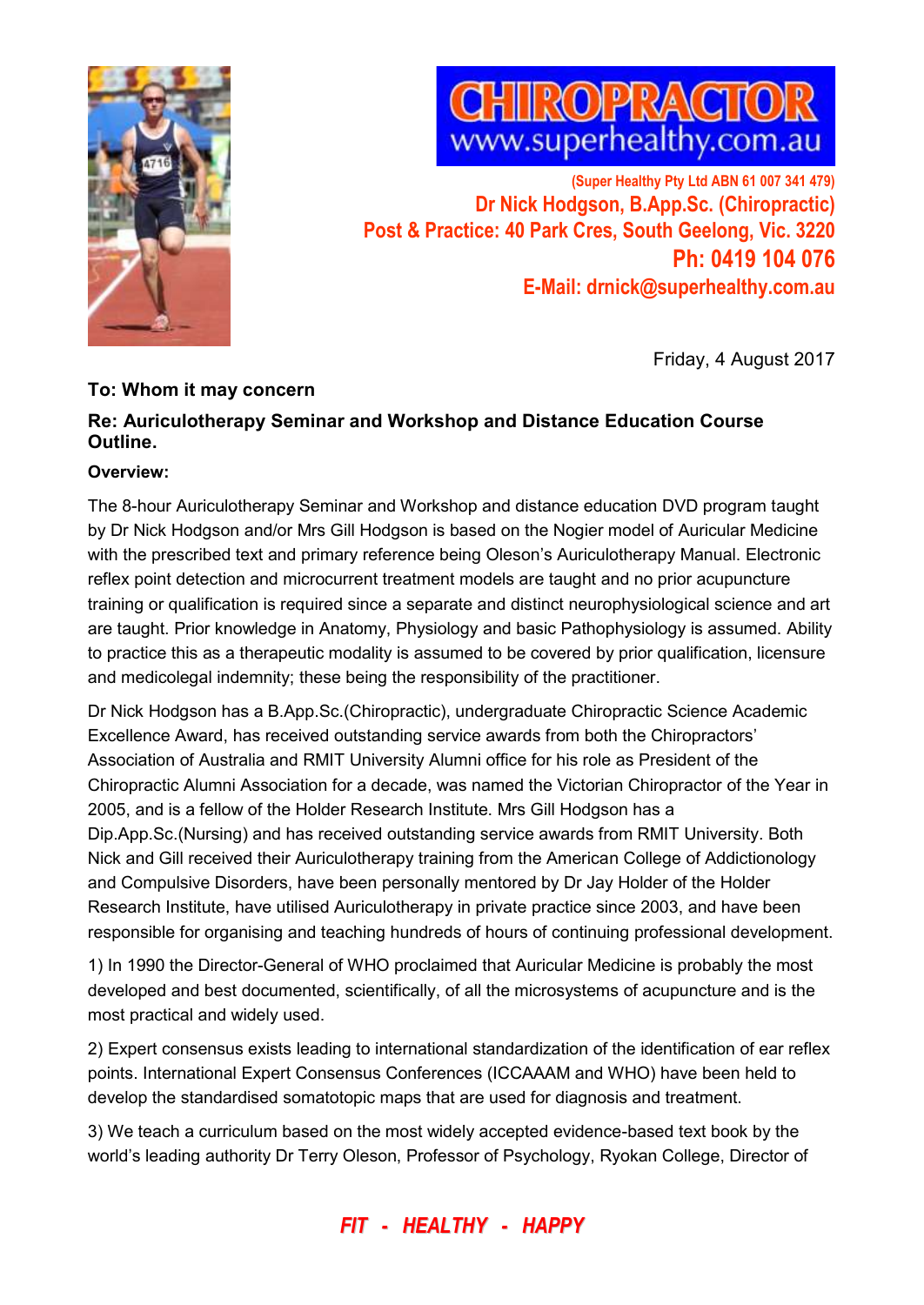CHIROPRACTOR
www.superhealthy.com.au

(Super Healthy Pty Ltd ABN 61 007 341 479)
**Dr Nick Hodgson, B.App.Sc. (Chiropractic)**
**Post & Practice: 40 Park Cres, South Geelong, Vic. 3220**
**Ph: 0419 104 076**
**E-Mail: drnick@superhealthy.com.au**

Friday, 4 August 2017

**To: Whom it may concern**

**Re: Auriculotherapy Seminar and Workshop and Distance Education Course Outline.**

**Overview:**

The 8-hour Auriculotherapy Seminar and Workshop and distance education DVD program taught by Dr Nick Hodgson and/or Mrs Gill Hodgson is based on the Nogier model of Auricular Medicine with the prescribed text and primary reference being Oleson's Auriculotherapy Manual. Electronic reflex point detection and microcurrent treatment models are taught and no prior acupuncture training or qualification is required since a separate and distinct neurophysiological science and art are taught. Prior knowledge in Anatomy, Physiology and basic Pathophysiology is assumed. Ability to practice this as a therapeutic modality is assumed to be covered by prior qualification, licensure and medicolegal indemnity; these being the responsibility of the practitioner.

Dr Nick Hodgson has a B.App.Sc.(Chiropractic), undergraduate Chiropractic Science Academic Excellence Award, has received outstanding service awards from both the Chiropractors' Association of Australia and RMIT University Alumni office for his role as President of the Chiropractic Alumni Association for a decade, was named the Victorian Chiropractor of the Year in 2005, and is a fellow of the Holder Research Institute. Mrs Gill Hodgson has a Dip.App.Sc.(Nursing) and has received outstanding service awards from RMIT University. Both Nick and Gill received their Auriculotherapy training from the American College of Addictionology and Compulsive Disorders, have been personally mentored by Dr Jay Holder of the Holder Research Institute, have utilised Auriculotherapy in private practice since 2003, and have been responsible for organising and teaching hundreds of hours of continuing professional development.

1) In 1990 the Director-General of WHO proclaimed that Auricular Medicine is probably the most developed and best documented, scientifically, of all the microsystems of acupuncture and is the most practical and widely used.

2) Expert consensus exists leading to international standardization of the identification of ear reflex points. International Expert Consensus Conferences (ICCAAAM and WHO) have been held to develop the standardised somatotopic maps that are used for diagnosis and treatment.

3) We teach a curriculum based on the most widely accepted evidence-based text book by the world's leading authority Dr Terry Oleson, Professor of Psychology, Ryokan College, Director of

*FIT - HEALTHY - HAPPY*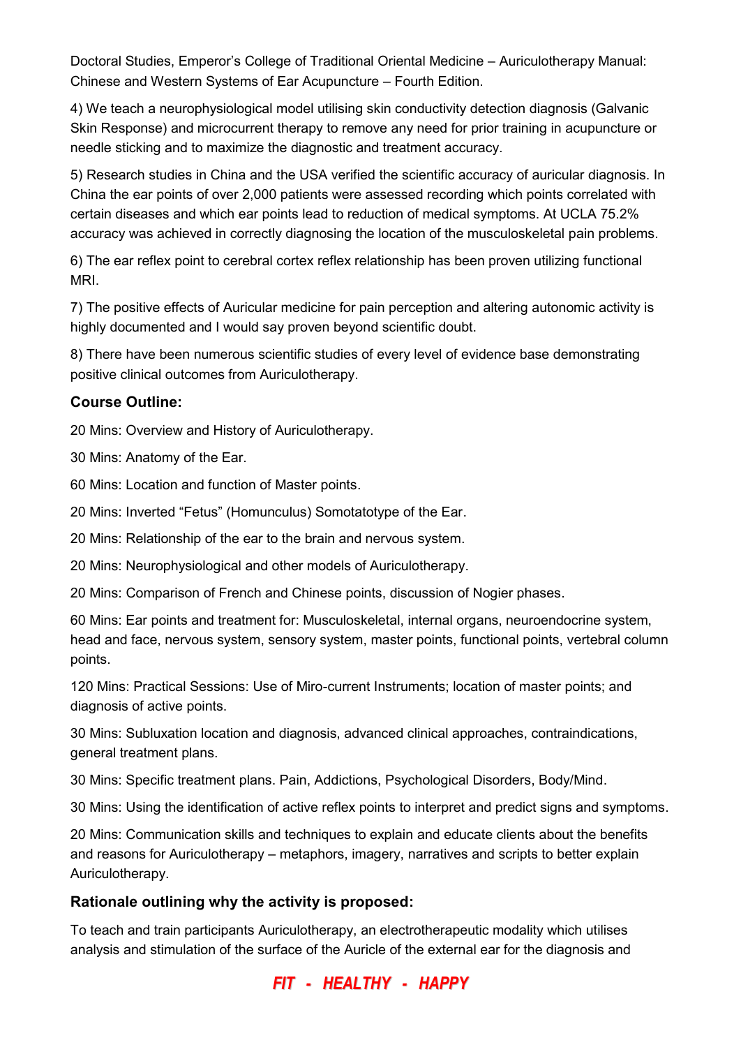Doctoral Studies, Emperor's College of Traditional Oriental Medicine – Auriculotherapy Manual: Chinese and Western Systems of Ear Acupuncture – Fourth Edition.

4) We teach a neurophysiological model utilising skin conductivity detection diagnosis (Galvanic Skin Response) and microcurrent therapy to remove any need for prior training in acupuncture or needle sticking and to maximize the diagnostic and treatment accuracy.

5) Research studies in China and the USA verified the scientific accuracy of auricular diagnosis. In China the ear points of over 2,000 patients were assessed recording which points correlated with certain diseases and which ear points lead to reduction of medical symptoms. At UCLA 75.2% accuracy was achieved in correctly diagnosing the location of the musculoskeletal pain problems.

6) The ear reflex point to cerebral cortex reflex relationship has been proven utilizing functional MRI.

7) The positive effects of Auricular medicine for pain perception and altering autonomic activity is highly documented and I would say proven beyond scientific doubt.

8) There have been numerous scientific studies of every level of evidence base demonstrating positive clinical outcomes from Auriculotherapy.

### Course Outline:

20 Mins: Overview and History of Auriculotherapy.

30 Mins: Anatomy of the Ear.

60 Mins: Location and function of Master points.

20 Mins: Inverted "Fetus" (Homunculus) Somatotype of the Ear.

20 Mins: Relationship of the ear to the brain and nervous system.

20 Mins: Neurophysiological and other models of Auriculotherapy.

20 Mins: Comparison of French and Chinese points, discussion of Nogier phases.

60 Mins: Ear points and treatment for: Musculoskeletal, internal organs, neuroendocrine system, head and face, nervous system, sensory system, master points, functional points, vertebral column points.

120 Mins: Practical Sessions: Use of Miro-current Instruments; location of master points; and diagnosis of active points.

30 Mins: Subluxation location and diagnosis, advanced clinical approaches, contraindications, general treatment plans.

30 Mins: Specific treatment plans. Pain, Addictions, Psychological Disorders, Body/Mind.

30 Mins: Using the identification of active reflex points to interpret and predict signs and symptoms.

20 Mins: Communication skills and techniques to explain and educate clients about the benefits and reasons for Auriculotherapy – metaphors, imagery, narratives and scripts to better explain Auriculotherapy.

### Rationale outlining why the activity is proposed:

To teach and train participants Auriculotherapy, an electrotherapeutic modality which utilises analysis and stimulation of the surface of the Auricle of the external ear for the diagnosis and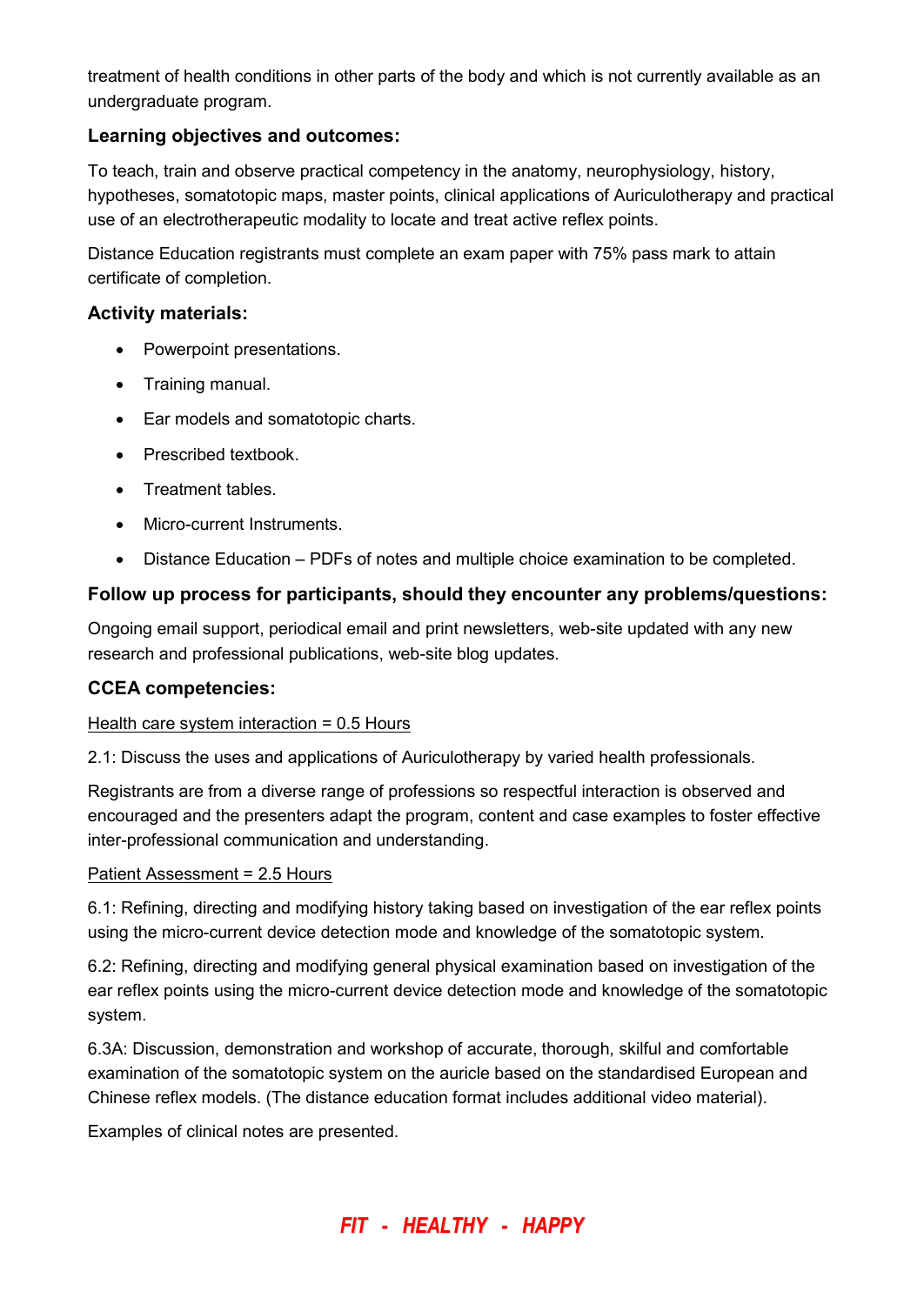treatment of health conditions in other parts of the body and which is not currently available as an undergraduate program.

### Learning objectives and outcomes:

To teach, train and observe practical competency in the anatomy, neurophysiology, history, hypotheses, somatotopic maps, master points, clinical applications of Auriculotherapy and practical use of an electrotherapeutic modality to locate and treat active reflex points.

Distance Education registrants must complete an exam paper with 75% pass mark to attain certificate of completion.

### Activity materials:

- Powerpoint presentations.
- Training manual.
- Ear models and somatotopic charts.
- Prescribed textbook.
- Treatment tables.
- Micro-current Instruments.
- Distance Education – PDFs of notes and multiple choice examination to be completed.

### Follow up process for participants, should they encounter any problems/questions:

Ongoing email support, periodical email and print newsletters, web-site updated with any new research and professional publications, web-site blog updates.

### CCEA competencies:

Health care system interaction = 0.5 Hours

2.1: Discuss the uses and applications of Auriculotherapy by varied health professionals.

Registrants are from a diverse range of professions so respectful interaction is observed and encouraged and the presenters adapt the program, content and case examples to foster effective inter-professional communication and understanding.

Patient Assessment = 2.5 Hours

6.1: Refining, directing and modifying history taking based on investigation of the ear reflex points using the micro-current device detection mode and knowledge of the somatotopic system.

6.2: Refining, directing and modifying general physical examination based on investigation of the ear reflex points using the micro-current device detection mode and knowledge of the somatotopic system.

6.3A: Discussion, demonstration and workshop of accurate, thorough, skilful and comfortable examination of the somatotopic system on the auricle based on the standardised European and Chinese reflex models. (The distance education format includes additional video material).

Examples of clinical notes are presented.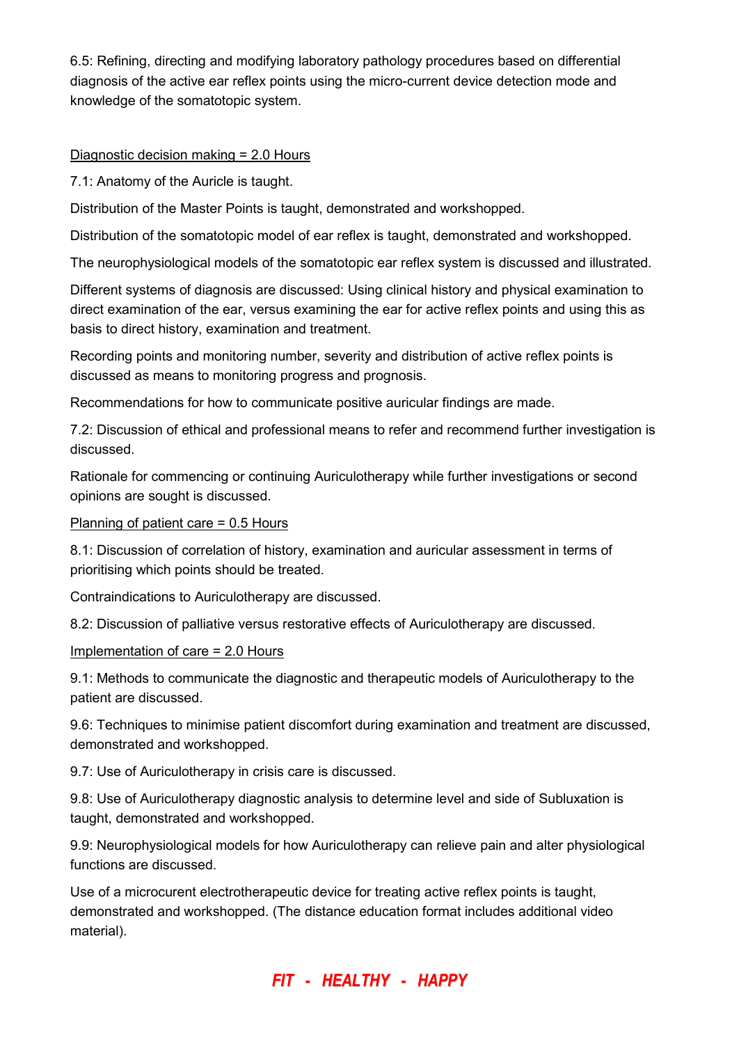6.5: Refining, directing and modifying laboratory pathology procedures based on differential diagnosis of the active ear reflex points using the micro-current device detection mode and knowledge of the somatotopic system.

<u>Diagnostic decision making = 2.0 Hours</u>

7.1: Anatomy of the Auricle is taught.

Distribution of the Master Points is taught, demonstrated and workshopped.

Distribution of the somatotopic model of ear reflex is taught, demonstrated and workshopped.

The neurophysiological models of the somatotopic ear reflex system is discussed and illustrated.

Different systems of diagnosis are discussed: Using clinical history and physical examination to direct examination of the ear, versus examining the ear for active reflex points and using this as basis to direct history, examination and treatment.

Recording points and monitoring number, severity and distribution of active reflex points is discussed as means to monitoring progress and prognosis.

Recommendations for how to communicate positive auricular findings are made.

7.2: Discussion of ethical and professional means to refer and recommend further investigation is discussed.

Rationale for commencing or continuing Auriculotherapy while further investigations or second opinions are sought is discussed.

<u>Planning of patient care = 0.5 Hours</u>

8.1: Discussion of correlation of history, examination and auricular assessment in terms of prioritising which points should be treated.

Contraindications to Auriculotherapy are discussed.

8.2: Discussion of palliative versus restorative effects of Auriculotherapy are discussed.

<u>Implementation of care = 2.0 Hours</u>

9.1: Methods to communicate the diagnostic and therapeutic models of Auriculotherapy to the patient are discussed.

9.6: Techniques to minimise patient discomfort during examination and treatment are discussed, demonstrated and workshopped.

9.7: Use of Auriculotherapy in crisis care is discussed.

9.8: Use of Auriculotherapy diagnostic analysis to determine level and side of Subluxation is taught, demonstrated and workshopped.

9.9: Neurophysiological models for how Auriculotherapy can relieve pain and alter physiological functions are discussed.

Use of a microcurent electrotherapeutic device for treating active reflex points is taught, demonstrated and workshopped. (The distance education format includes additional video material).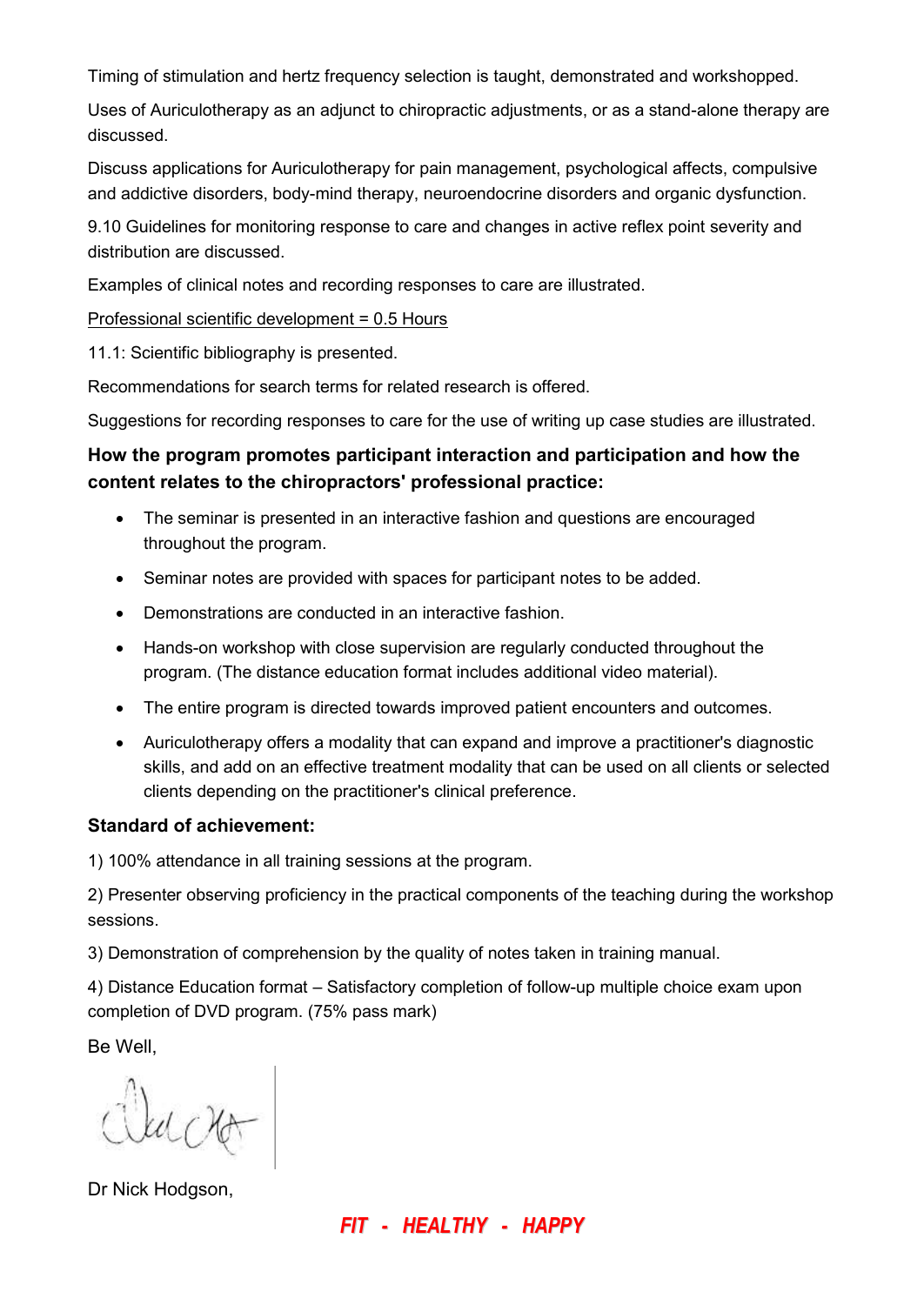Timing of stimulation and hertz frequency selection is taught, demonstrated and workshopped.

Uses of Auriculotherapy as an adjunct to chiropractic adjustments, or as a stand-alone therapy are discussed.

Discuss applications for Auriculotherapy for pain management, psychological affects, compulsive and addictive disorders, body-mind therapy, neuroendocrine disorders and organic dysfunction.

9.10 Guidelines for monitoring response to care and changes in active reflex point severity and distribution are discussed.

Examples of clinical notes and recording responses to care are illustrated.

Professional scientific development = 0.5 Hours

11.1: Scientific bibliography is presented.

Recommendations for search terms for related research is offered.

Suggestions for recording responses to care for the use of writing up case studies are illustrated.

**How the program promotes participant interaction and participation and how the content relates to the chiropractors' professional practice:**

- The seminar is presented in an interactive fashion and questions are encouraged throughout the program.
- Seminar notes are provided with spaces for participant notes to be added.
- Demonstrations are conducted in an interactive fashion.
- Hands-on workshop with close supervision are regularly conducted throughout the program. (The distance education format includes additional video material).
- The entire program is directed towards improved patient encounters and outcomes.
- Auriculotherapy offers a modality that can expand and improve a practitioner's diagnostic skills, and add on an effective treatment modality that can be used on all clients or selected clients depending on the practitioner's clinical preference.

**Standard of achievement:**

1) 100% attendance in all training sessions at the program.

2) Presenter observing proficiency in the practical components of the teaching during the workshop sessions.

3) Demonstration of comprehension by the quality of notes taken in training manual.

4) Distance Education format – Satisfactory completion of follow-up multiple choice exam upon completion of DVD program. (75% pass mark)

Be Well,

Dr Nick Hodgson,

***FIT - HEALTHY - HAPPY***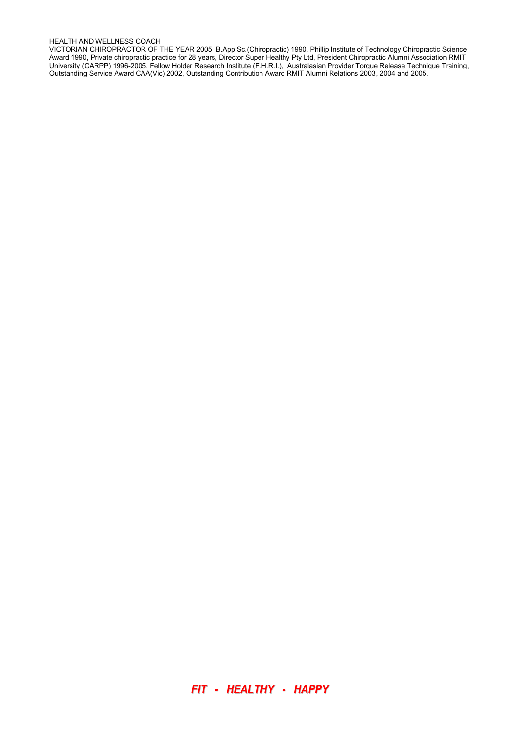HEALTH AND WELLNESS COACH

VICTORIAN CHIROPRACTOR OF THE YEAR 2005, B.App.Sc.(Chiropractic) 1990, Phillip Institute of Technology Chiropractic Science Award 1990, Private chiropractic practice for 28 years, Director Super Healthy Pty Ltd, President Chiropractic Alumni Association RMIT University (CARPP) 1996-2005, Fellow Holder Research Institute (F.H.R.I.), Australasian Provider Torque Release Technique Training, Outstanding Service Award CAA(Vic) 2002, Outstanding Contribution Award RMIT Alumni Relations 2003, 2004 and 2005.

***FIT - HEALTHY - HAPPY***